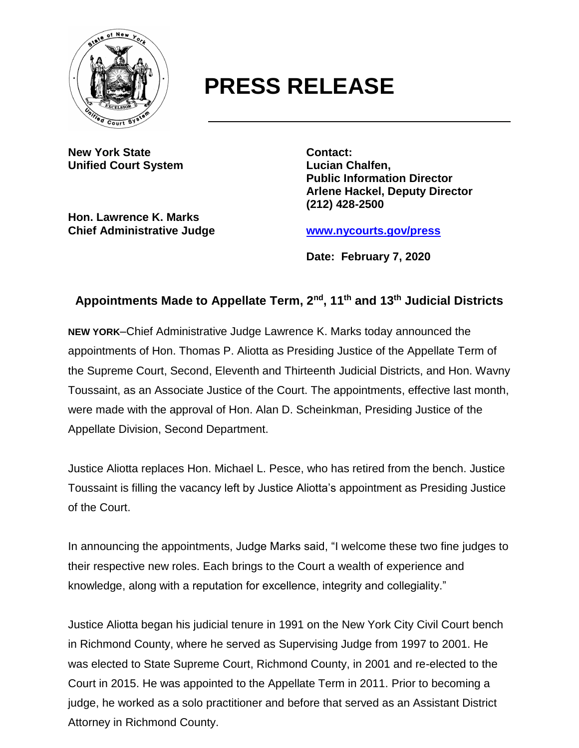# PRESS RELEASE

**New York State**
**Unified Court System**

**Hon. Lawrence K. Marks**
**Chief Administrative Judge**

**Contact:**
**Lucian Chalfen,**
**Public Information Director**
**Arlene Hackel, Deputy Director**
**(212) 428-2500**

**www.nycourts.gov/press**

**Date: February 7, 2020**

## Appointments Made to Appellate Term, 2nd, 11th and 13th Judicial Districts

**NEW YORK**–Chief Administrative Judge Lawrence K. Marks today announced the appointments of Hon. Thomas P. Aliotta as Presiding Justice of the Appellate Term of the Supreme Court, Second, Eleventh and Thirteenth Judicial Districts, and Hon. Wavny Toussaint, as an Associate Justice of the Court. The appointments, effective last month, were made with the approval of Hon. Alan D. Scheinkman, Presiding Justice of the Appellate Division, Second Department.

Justice Aliotta replaces Hon. Michael L. Pesce, who has retired from the bench. Justice Toussaint is filling the vacancy left by Justice Aliotta's appointment as Presiding Justice of the Court.

In announcing the appointments, Judge Marks said, "I welcome these two fine judges to their respective new roles. Each brings to the Court a wealth of experience and knowledge, along with a reputation for excellence, integrity and collegiality."

Justice Aliotta began his judicial tenure in 1991 on the New York City Civil Court bench in Richmond County, where he served as Supervising Judge from 1997 to 2001. He was elected to State Supreme Court, Richmond County, in 2001 and re-elected to the Court in 2015. He was appointed to the Appellate Term in 2011. Prior to becoming a judge, he worked as a solo practitioner and before that served as an Assistant District Attorney in Richmond County.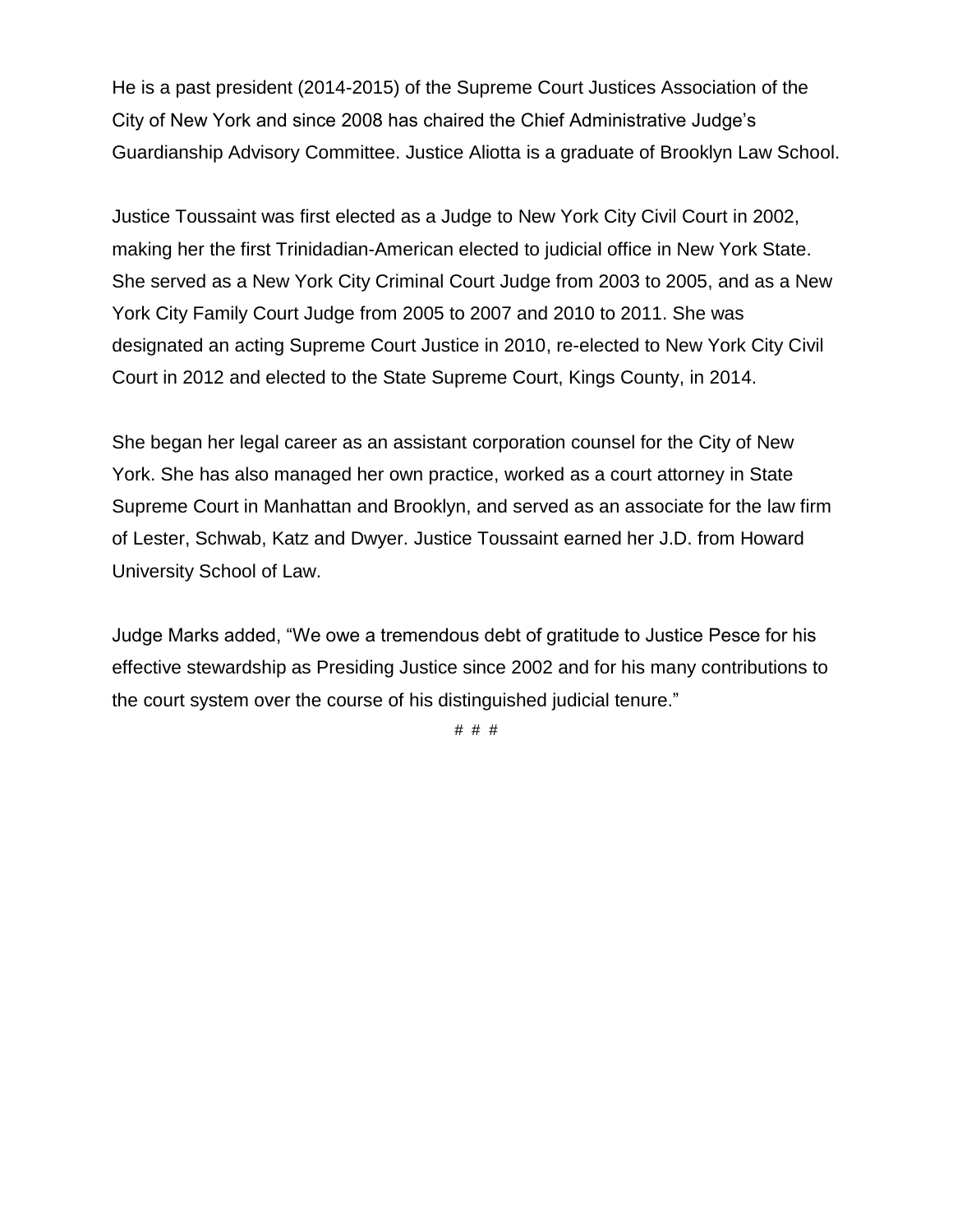He is a past president (2014-2015) of the Supreme Court Justices Association of the City of New York and since 2008 has chaired the Chief Administrative Judge's Guardianship Advisory Committee. Justice Aliotta is a graduate of Brooklyn Law School.

Justice Toussaint was first elected as a Judge to New York City Civil Court in 2002, making her the first Trinidadian-American elected to judicial office in New York State. She served as a New York City Criminal Court Judge from 2003 to 2005, and as a New York City Family Court Judge from 2005 to 2007 and 2010 to 2011. She was designated an acting Supreme Court Justice in 2010, re-elected to New York City Civil Court in 2012 and elected to the State Supreme Court, Kings County, in 2014.

She began her legal career as an assistant corporation counsel for the City of New York. She has also managed her own practice, worked as a court attorney in State Supreme Court in Manhattan and Brooklyn, and served as an associate for the law firm of Lester, Schwab, Katz and Dwyer. Justice Toussaint earned her J.D. from Howard University School of Law.

Judge Marks added, "We owe a tremendous debt of gratitude to Justice Pesce for his effective stewardship as Presiding Justice since 2002 and for his many contributions to the court system over the course of his distinguished judicial tenure."

# # #